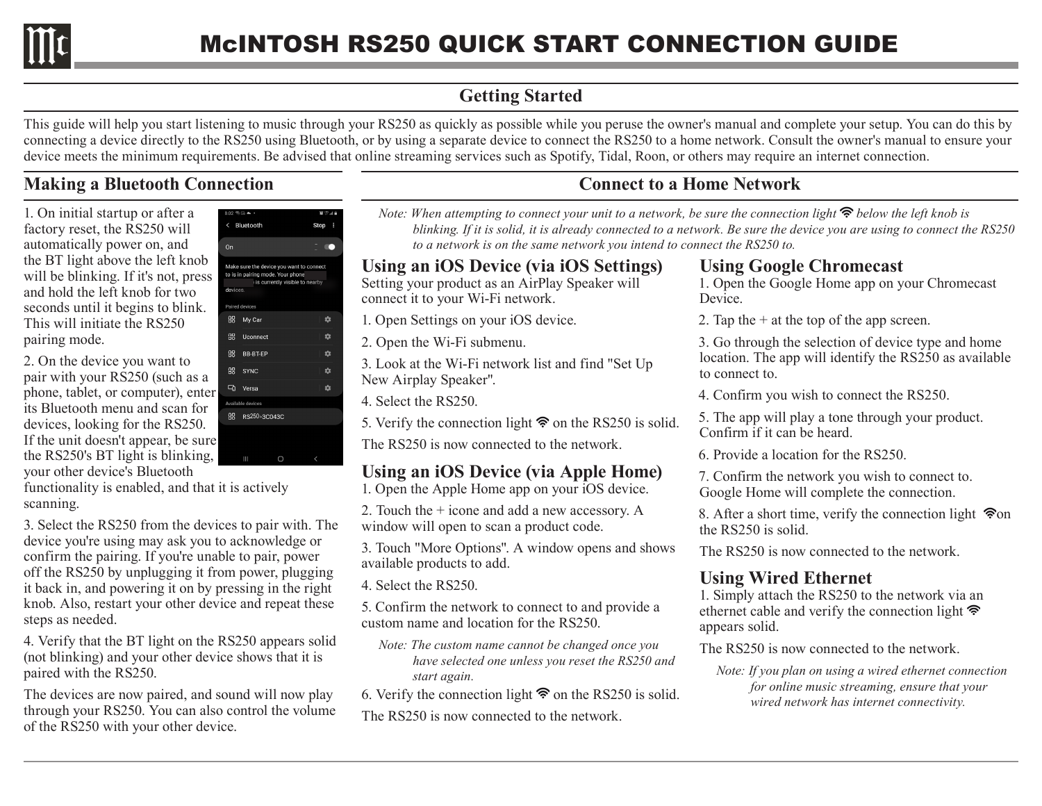# McINTOSH RS250 QUICK START CONNECTION GUIDE

## Getting Started

This guide will help you start listening to music through your RS250 as quickly as possible while you peruse the owner's manual and complete your setup. You can do this by connecting a device directly to the RS250 using Bluetooth, or by using a separate device to connect the RS250 to a home network. Consult the owner's manual to ensure your device meets the minimum requirements. Be advised that online streaming services such as Spotify, Tidal, Roon, or others may require an internet connection.

## Making a Bluetooth Connection

1. On initial startup or after a factory reset, the RS250 will automatically power on, and the BT light above the left knob will be blinking. If it's not, press and hold the left knob for two seconds until it begins to blink. This will initiate the RS250 pairing mode.

2. On the device you want to pair with your RS250 (such as a phone, tablet, or computer), enter its Bluetooth menu and scan for devices, looking for the RS250. If the unit doesn't appear, be sure the RS250's BT light is blinking, your other device's Bluetooth functionality is enabled, and that it is actively scanning.

3. Select the RS250 from the devices to pair with. The device you're using may ask you to acknowledge or confirm the pairing. If you're unable to pair, power off the RS250 by unplugging it from power, plugging it back in, and powering it on by pressing in the right knob. Also, restart your other device and repeat these steps as needed.

4. Verify that the BT light on the RS250 appears solid (not blinking) and your other device shows that it is paired with the RS250.

The devices are now paired, and sound will now play through your RS250. You can also control the volume of the RS250 with your other device.

## Connect to a Home Network

*Note: When attempting to connect your unit to a network, be sure the connection light below the left knob is blinking. If it is solid, it is already connected to a network. Be sure the device you are using to connect the RS250 to a network is on the same network you intend to connect the RS250 to.*

### Using an iOS Device (via iOS Settings)

Setting your product as an AirPlay Speaker will connect it to your Wi-Fi network.

1. Open Settings on your iOS device.

2. Open the Wi-Fi submenu.

3. Look at the Wi-Fi network list and find "Set Up New Airplay Speaker".

4. Select the RS250.

5. Verify the connection light on the RS250 is solid.

The RS250 is now connected to the network.

### Using an iOS Device (via Apple Home)

1. Open the Apple Home app on your iOS device.

2. Touch the + icone and add a new accessory. A window will open to scan a product code.

3. Touch "More Options". A window opens and shows available products to add.

4. Select the RS250.

5. Confirm the network to connect to and provide a custom name and location for the RS250.

*Note: The custom name cannot be changed once you have selected one unless you reset the RS250 and start again.*

6. Verify the connection light on the RS250 is solid.

The RS250 is now connected to the network.

### Using Google Chromecast

1. Open the Google Home app on your Chromecast Device.

2. Tap the + at the top of the app screen.

3. Go through the selection of device type and home location. The app will identify the RS250 as available to connect to.

4. Confirm you wish to connect the RS250.

5. The app will play a tone through your product. Confirm if it can be heard.

6. Provide a location for the RS250.

7. Confirm the network you wish to connect to. Google Home will complete the connection.

8. After a short time, verify the connection light on the RS250 is solid.

The RS250 is now connected to the network.

### Using Wired Ethernet

1. Simply attach the RS250 to the network via an ethernet cable and verify the connection light appears solid.

The RS250 is now connected to the network.

*Note: If you plan on using a wired ethernet connection for online music streaming, ensure that your wired network has internet connectivity.*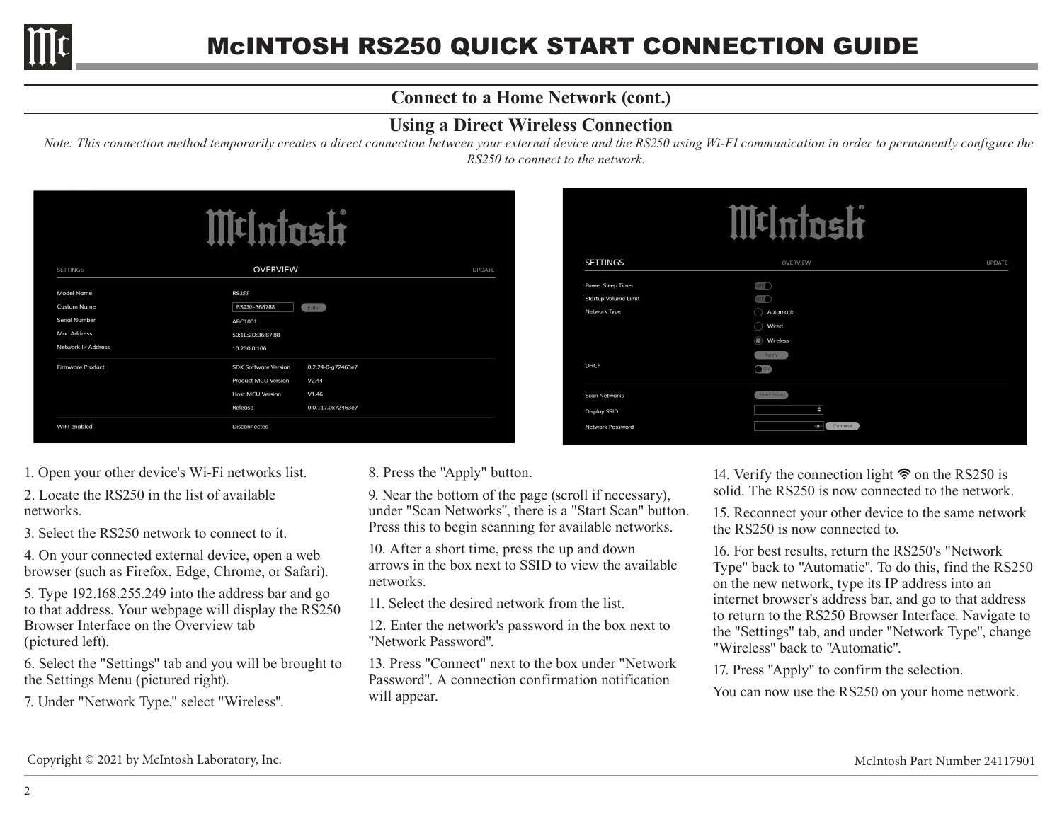# McINTOSH RS250 QUICK START CONNECTION GUIDE

## Connect to a Home Network (cont.)

## Using a Direct Wireless Connection

*Note: This connection method temporarily creates a direct connection between your external device and the RS250 using Wi-FI communication in order to permanently configure the RS250 to connect to the network.*

1. Open your other device's Wi-Fi networks list.
2. Locate the RS250 in the list of available networks.
3. Select the RS250 network to connect to it.
4. On your connected external device, open a web browser (such as Firefox, Edge, Chrome, or Safari).
5. Type 192.168.255.249 into the address bar and go to that address. Your webpage will display the RS250 Browser Interface on the Overview tab (pictured left).
6. Select the "Settings" tab and you will be brought to the Settings Menu (pictured right).
7. Under "Network Type," select "Wireless".
8. Press the "Apply" button.
9. Near the bottom of the page (scroll if necessary), under "Scan Networks", there is a "Start Scan" button. Press this to begin scanning for available networks.
10. After a short time, press the up and down arrows in the box next to SSID to view the available networks.
11. Select the desired network from the list.
12. Enter the network's password in the box next to "Network Password".
13. Press "Connect" next to the box under "Network Password". A connection confirmation notification will appear.
14. Verify the connection light on the RS250 is solid. The RS250 is now connected to the network.
15. Reconnect your other device to the same network the RS250 is now connected to.
16. For best results, return the RS250's "Network Type" back to "Automatic". To do this, find the RS250 on the new network, type its IP address into an internet browser's address bar, and go to that address to return to the RS250 Browser Interface. Navigate to the "Settings" tab, and under "Network Type", change "Wireless" back to "Automatic".
17. Press "Apply" to confirm the selection.

You can now use the RS250 on your home network.

Copyright © 2021 by McIntosh Laboratory, Inc.

McIntosh Part Number 24117901